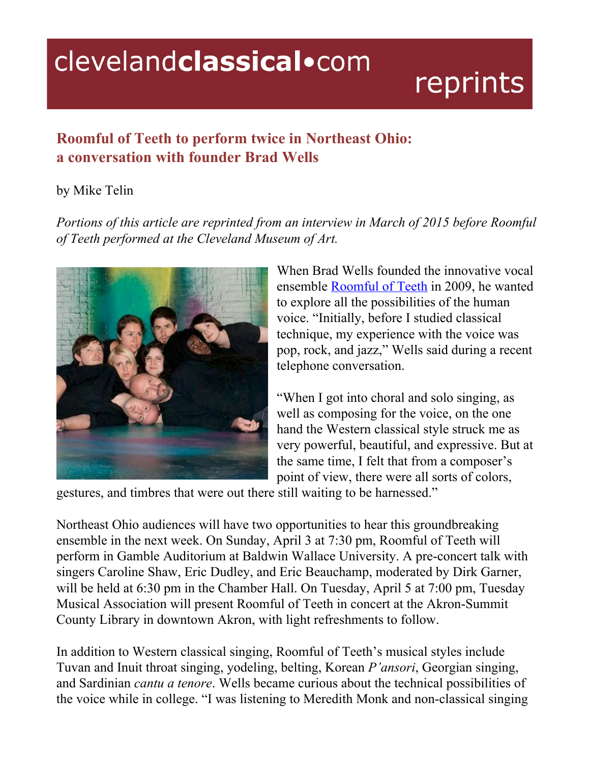clevelandclassical•com reprints

## Roomful of Teeth to perform twice in Northeast Ohio: a conversation with founder Brad Wells

by Mike Telin

*Portions of this article are reprinted from an interview in March of 2015 before Roomful of Teeth performed at the Cleveland Museum of Art.*

When Brad Wells founded the innovative vocal ensemble Roomful of Teeth in 2009, he wanted to explore all the possibilities of the human voice. "Initially, before I studied classical technique, my experience with the voice was pop, rock, and jazz," Wells said during a recent telephone conversation.

"When I got into choral and solo singing, as well as composing for the voice, on the one hand the Western classical style struck me as very powerful, beautiful, and expressive. But at the same time, I felt that from a composer's point of view, there were all sorts of colors, gestures, and timbres that were out there still waiting to be harnessed."

Northeast Ohio audiences will have two opportunities to hear this groundbreaking ensemble in the next week. On Sunday, April 3 at 7:30 pm, Roomful of Teeth will perform in Gamble Auditorium at Baldwin Wallace University. A pre-concert talk with singers Caroline Shaw, Eric Dudley, and Eric Beauchamp, moderated by Dirk Garner, will be held at 6:30 pm in the Chamber Hall. On Tuesday, April 5 at 7:00 pm, Tuesday Musical Association will present Roomful of Teeth in concert at the Akron-Summit County Library in downtown Akron, with light refreshments to follow.

In addition to Western classical singing, Roomful of Teeth's musical styles include Tuvan and Inuit throat singing, yodeling, belting, Korean *P'ansori*, Georgian singing, and Sardinian *cantu a tenore*. Wells became curious about the technical possibilities of the voice while in college. "I was listening to Meredith Monk and non-classical singing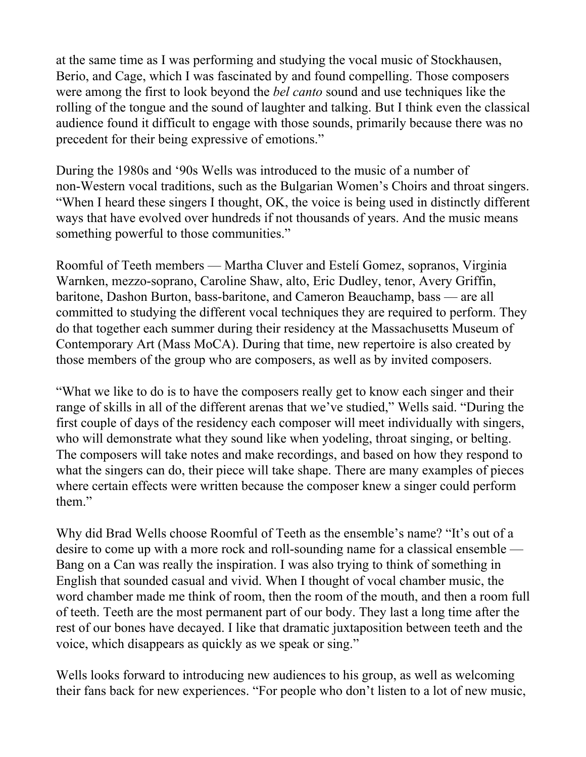at the same time as I was performing and studying the vocal music of Stockhausen, Berio, and Cage, which I was fascinated by and found compelling. Those composers were among the first to look beyond the *bel canto* sound and use techniques like the rolling of the tongue and the sound of laughter and talking. But I think even the classical audience found it difficult to engage with those sounds, primarily because there was no precedent for their being expressive of emotions."

During the 1980s and '90s Wells was introduced to the music of a number of non-Western vocal traditions, such as the Bulgarian Women's Choirs and throat singers. "When I heard these singers I thought, OK, the voice is being used in distinctly different ways that have evolved over hundreds if not thousands of years. And the music means something powerful to those communities."

Roomful of Teeth members — Martha Cluver and Estelí Gomez, sopranos, Virginia Warnken, mezzo-soprano, Caroline Shaw, alto, Eric Dudley, tenor, Avery Griffin, baritone, Dashon Burton, bass-baritone, and Cameron Beauchamp, bass — are all committed to studying the different vocal techniques they are required to perform. They do that together each summer during their residency at the Massachusetts Museum of Contemporary Art (Mass MoCA). During that time, new repertoire is also created by those members of the group who are composers, as well as by invited composers.

"What we like to do is to have the composers really get to know each singer and their range of skills in all of the different arenas that we've studied," Wells said. "During the first couple of days of the residency each composer will meet individually with singers, who will demonstrate what they sound like when yodeling, throat singing, or belting. The composers will take notes and make recordings, and based on how they respond to what the singers can do, their piece will take shape. There are many examples of pieces where certain effects were written because the composer knew a singer could perform them."

Why did Brad Wells choose Roomful of Teeth as the ensemble's name? "It's out of a desire to come up with a more rock and roll-sounding name for a classical ensemble — Bang on a Can was really the inspiration. I was also trying to think of something in English that sounded casual and vivid. When I thought of vocal chamber music, the word chamber made me think of room, then the room of the mouth, and then a room full of teeth. Teeth are the most permanent part of our body. They last a long time after the rest of our bones have decayed. I like that dramatic juxtaposition between teeth and the voice, which disappears as quickly as we speak or sing."

Wells looks forward to introducing new audiences to his group, as well as welcoming their fans back for new experiences. "For people who don't listen to a lot of new music,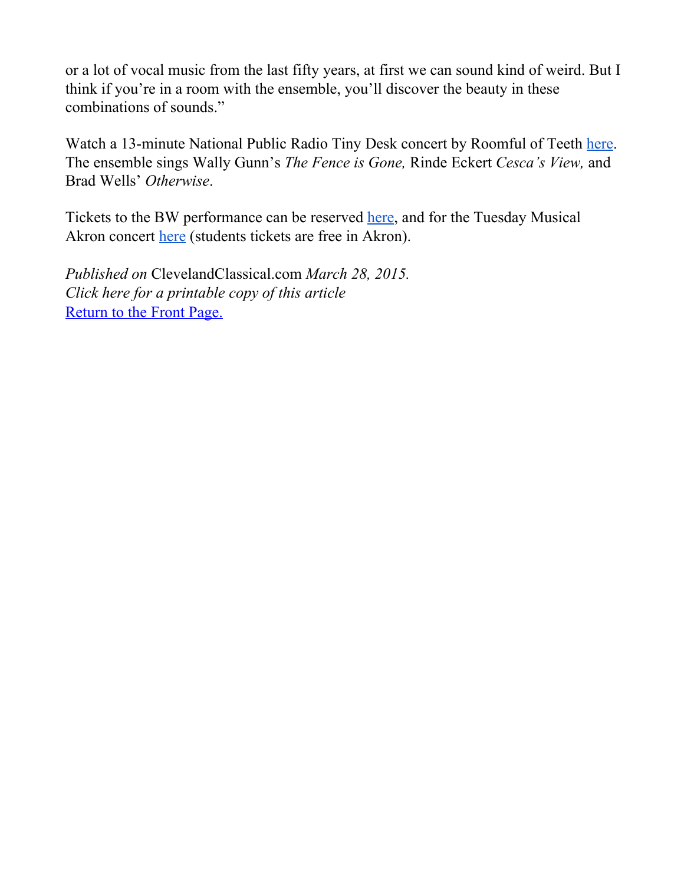or a lot of vocal music from the last fifty years, at first we can sound kind of weird. But I think if you're in a room with the ensemble, you'll discover the beauty in these combinations of sounds."

Watch a 13-minute National Public Radio Tiny Desk concert by Roomful of Teeth here. The ensemble sings Wally Gunn's *The Fence is Gone,* Rinde Eckert *Cesca's View,* and Brad Wells' *Otherwise*.

Tickets to the BW performance can be reserved here, and for the Tuesday Musical Akron concert here (students tickets are free in Akron).

*Published on* ClevelandClassical.com *March 28, 2015.*
*Click here for a printable copy of this article*
Return to the Front Page.